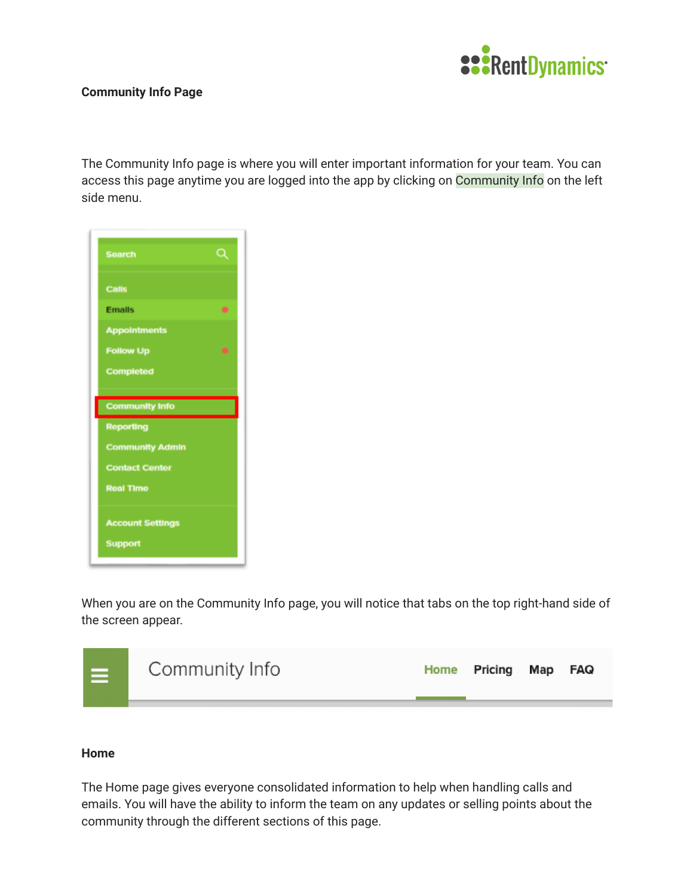**Community Info Page**

The Community Info page is where you will enter important information for your team. You can access this page anytime you are logged into the app by clicking on Community Info on the left side menu.

When you are on the Community Info page, you will notice that tabs on the top right-hand side of the screen appear.

**Home**

The Home page gives everyone consolidated information to help when handling calls and emails. You will have the ability to inform the team on any updates or selling points about the community through the different sections of this page.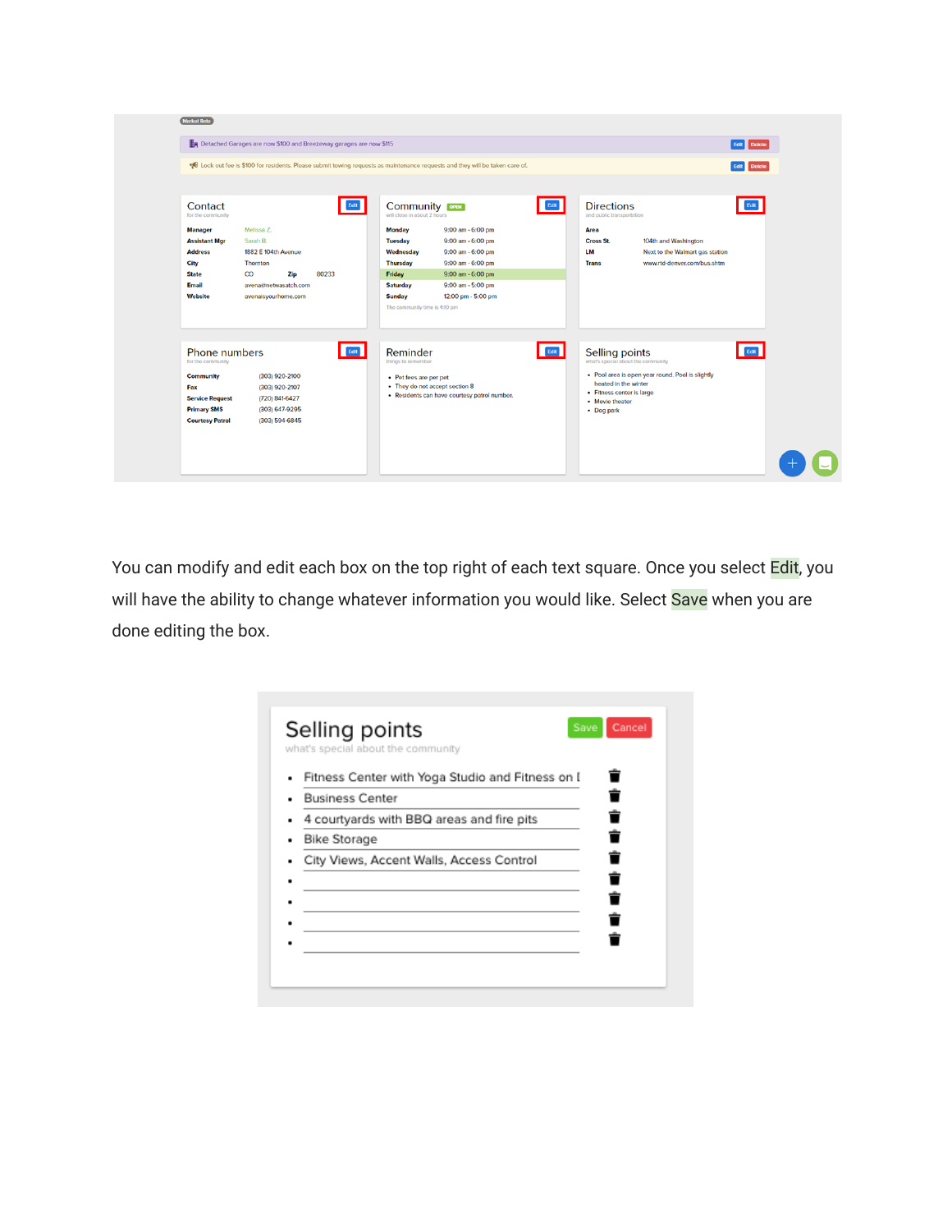You can modify and edit each box on the top right of each text square. Once you select Edit, you will have the ability to change whatever information you would like. Select Save when you are done editing the box.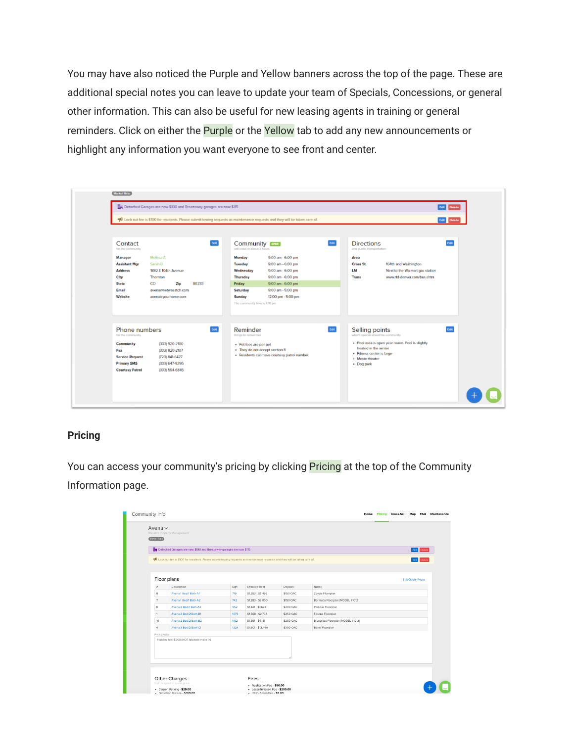You may have also noticed the Purple and Yellow banners across the top of the page. These are additional special notes you can leave to update your team of Specials, Concessions, or general other information. This can also be useful for new leasing agents in training or general reminders. Click on either the Purple or the Yellow tab to add any new announcements or highlight any information you want everyone to see front and center.

## Pricing

You can access your community's pricing by clicking Pricing at the top of the Community Information page.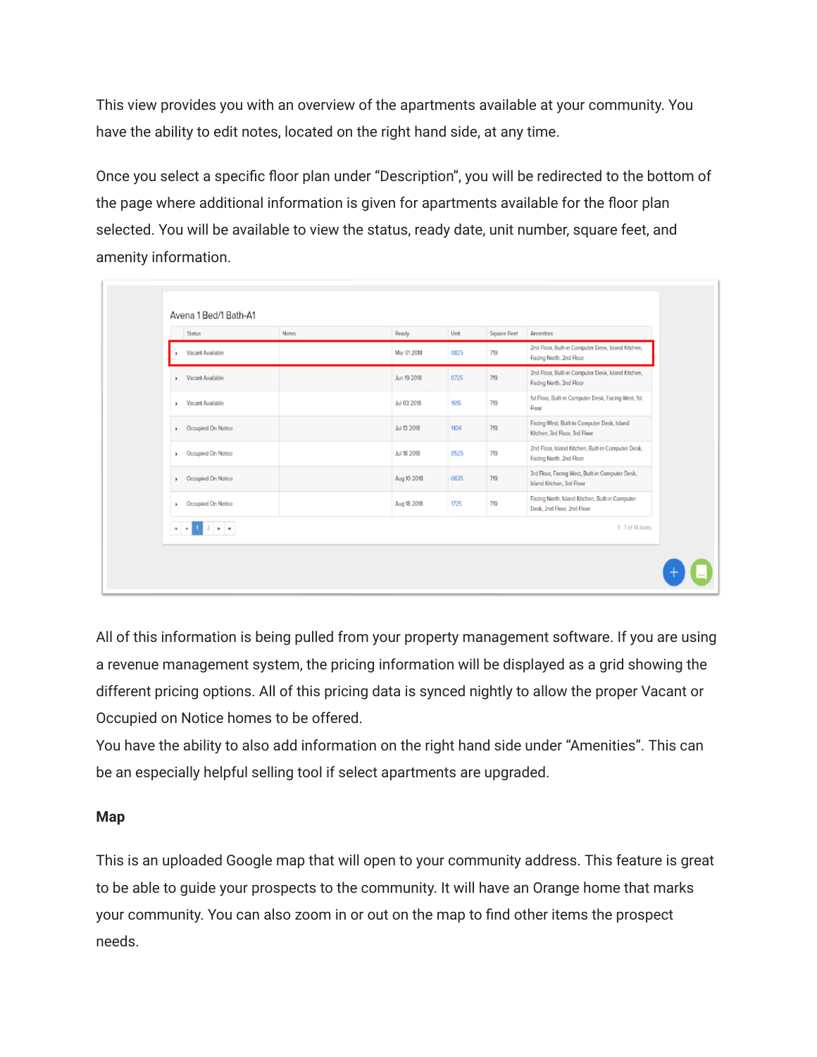This view provides you with an overview of the apartments available at your community. You have the ability to edit notes, located on the right hand side, at any time.

Once you select a specific floor plan under "Description", you will be redirected to the bottom of the page where additional information is given for apartments available for the floor plan selected. You will be available to view the status, ready date, unit number, square feet, and amenity information.

Avena 1 Bed/1 Bath-A1

| Status | Notes | Ready | Unit | Square Feet | Amenities |
|---|---|---|---|---|---|
| Vacant Available | | Mar 01 2018 | 0825 | 719 | 2nd Floor, Built-in Computer Desk, Island Kitchen, Facing North, 2nd Floor |
| Vacant Available | | Jun 19 2018 | 0725 | 719 | 2nd Floor, Built-in Computer Desk, Island Kitchen, Facing North, 2nd Floor |
| Vacant Available | | Jul 03 2018 | 1615 | 719 | 1st Floor, Built-in Computer Desk, Facing West, 1st Floor |
| Occupied On Notice | | Jul 13 2018 | 1434 | 719 | Facing West, Built-in Computer Desk, Island Kitchen, 3rd Floor, 3rd Floor |
| Occupied On Notice | | Jul 18 2018 | 0525 | 719 | 2nd Floor, Island Kitchen, Built-in Computer Desk, Facing North, 2nd Floor |
| Occupied On Notice | | Aug 10 2018 | 0635 | 719 | 3rd Floor, Facing West, Built-in Computer Desk, Island Kitchen, 3rd Floor |
| Occupied On Notice | | Aug 18 2018 | 1725 | 719 | Facing North, Island Kitchen, Built-in Computer Desk, 2nd Floor, 2nd Floor |

1 - 7 of 14 items

All of this information is being pulled from your property management software. If you are using a revenue management system, the pricing information will be displayed as a grid showing the different pricing options. All of this pricing data is synced nightly to allow the proper Vacant or Occupied on Notice homes to be offered.

You have the ability to also add information on the right hand side under "Amenities". This can be an especially helpful selling tool if select apartments are upgraded.

**Map**

This is an uploaded Google map that will open to your community address. This feature is great to be able to guide your prospects to the community. It will have an Orange home that marks your community. You can also zoom in or out on the map to find other items the prospect needs.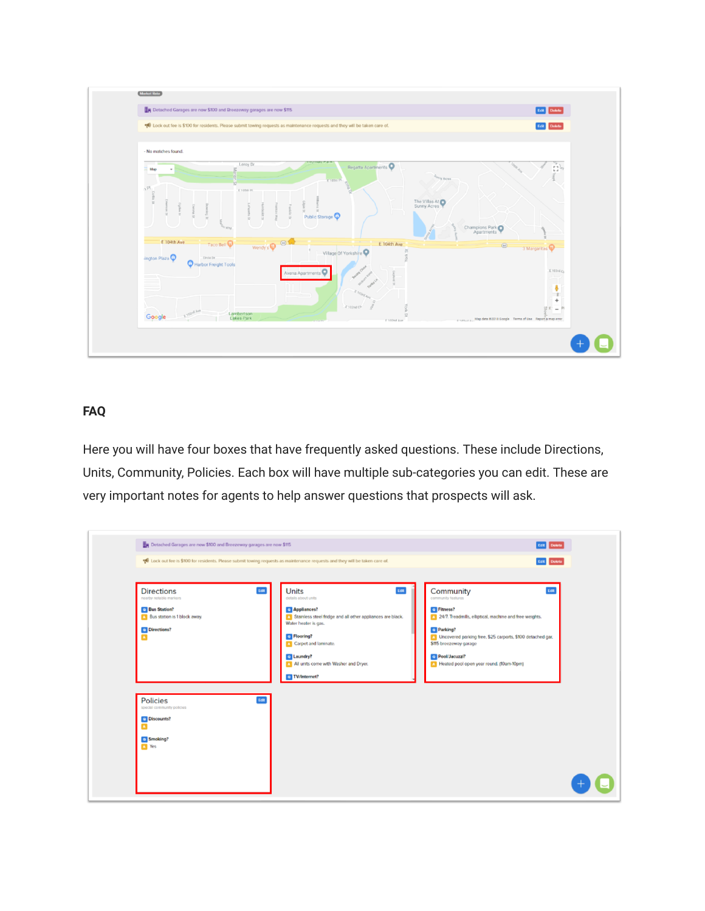## FAQ

Here you will have four boxes that have frequently asked questions. These include Directions, Units, Community, Policies. Each box will have multiple sub-categories you can edit. These are very important notes for agents to help answer questions that prospects will ask.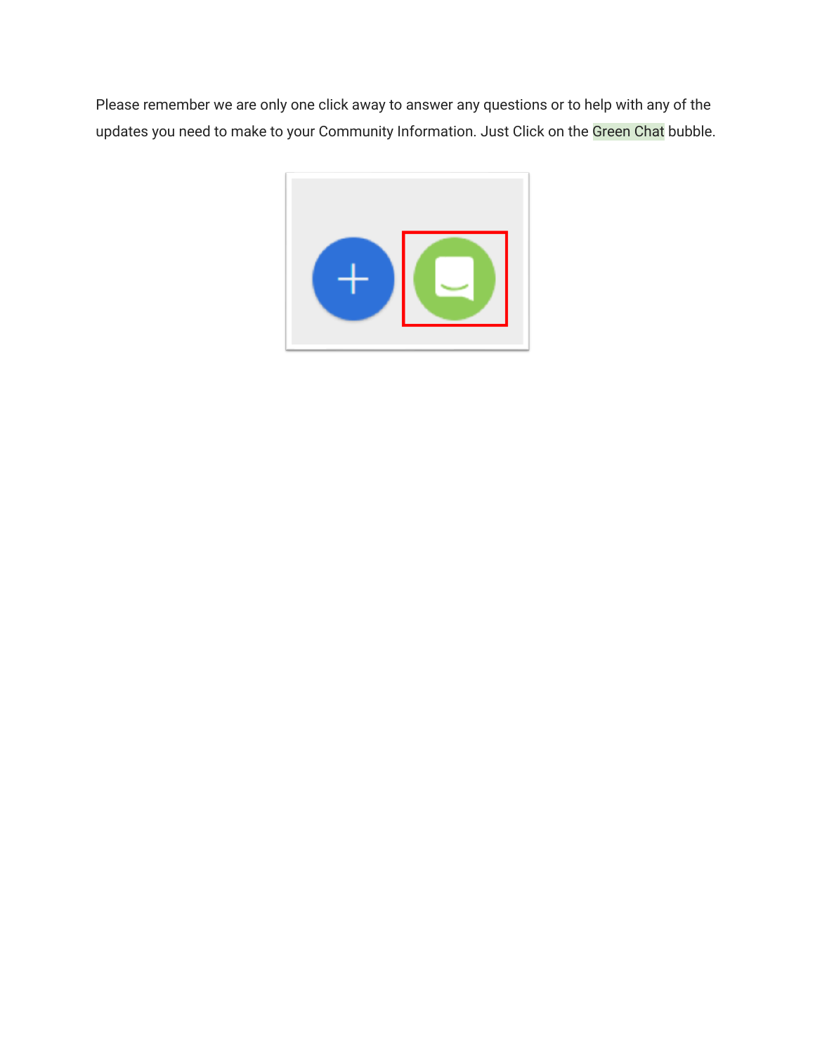Please remember we are only one click away to answer any questions or to help with any of the updates you need to make to your Community Information. Just Click on the Green Chat bubble.